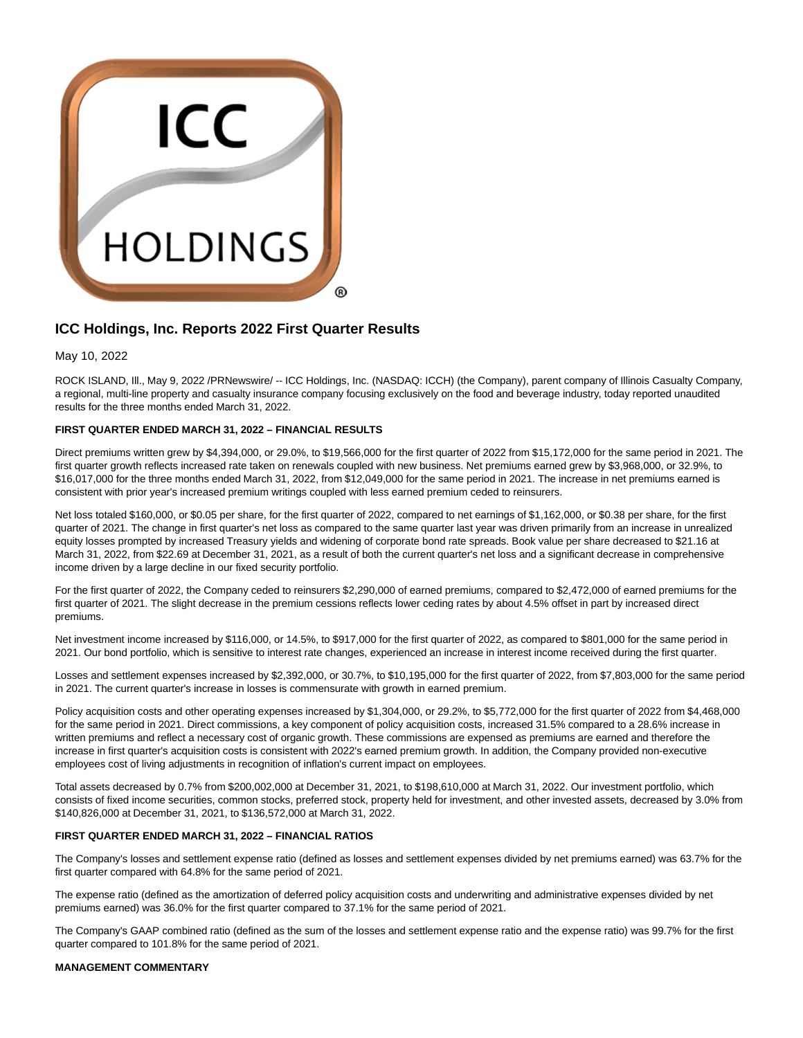# ICC Holdings, Inc. Reports 2022 First Quarter Results

May 10, 2022

ROCK ISLAND, Ill., May 9, 2022 /PRNewswire/ -- ICC Holdings, Inc. (NASDAQ: ICCH) (the Company), parent company of Illinois Casualty Company, a regional, multi-line property and casualty insurance company focusing exclusively on the food and beverage industry, today reported unaudited results for the three months ended March 31, 2022.

**FIRST QUARTER ENDED MARCH 31, 2022 – FINANCIAL RESULTS**

Direct premiums written grew by $4,394,000, or 29.0%, to $19,566,000 for the first quarter of 2022 from $15,172,000 for the same period in 2021. The first quarter growth reflects increased rate taken on renewals coupled with new business. Net premiums earned grew by $3,968,000, or 32.9%, to $16,017,000 for the three months ended March 31, 2022, from $12,049,000 for the same period in 2021. The increase in net premiums earned is consistent with prior year's increased premium writings coupled with less earned premium ceded to reinsurers.

Net loss totaled $160,000, or $0.05 per share, for the first quarter of 2022, compared to net earnings of $1,162,000, or $0.38 per share, for the first quarter of 2021. The change in first quarter's net loss as compared to the same quarter last year was driven primarily from an increase in unrealized equity losses prompted by increased Treasury yields and widening of corporate bond rate spreads. Book value per share decreased to $21.16 at March 31, 2022, from $22.69 at December 31, 2021, as a result of both the current quarter's net loss and a significant decrease in comprehensive income driven by a large decline in our fixed security portfolio.

For the first quarter of 2022, the Company ceded to reinsurers $2,290,000 of earned premiums, compared to $2,472,000 of earned premiums for the first quarter of 2021. The slight decrease in the premium cessions reflects lower ceding rates by about 4.5% offset in part by increased direct premiums.

Net investment income increased by $116,000, or 14.5%, to $917,000 for the first quarter of 2022, as compared to $801,000 for the same period in 2021. Our bond portfolio, which is sensitive to interest rate changes, experienced an increase in interest income received during the first quarter.

Losses and settlement expenses increased by $2,392,000, or 30.7%, to $10,195,000 for the first quarter of 2022, from $7,803,000 for the same period in 2021. The current quarter's increase in losses is commensurate with growth in earned premium.

Policy acquisition costs and other operating expenses increased by $1,304,000, or 29.2%, to $5,772,000 for the first quarter of 2022 from $4,468,000 for the same period in 2021. Direct commissions, a key component of policy acquisition costs, increased 31.5% compared to a 28.6% increase in written premiums and reflect a necessary cost of organic growth. These commissions are expensed as premiums are earned and therefore the increase in first quarter's acquisition costs is consistent with 2022's earned premium growth. In addition, the Company provided non-executive employees cost of living adjustments in recognition of inflation's current impact on employees.

Total assets decreased by 0.7% from $200,002,000 at December 31, 2021, to $198,610,000 at March 31, 2022. Our investment portfolio, which consists of fixed income securities, common stocks, preferred stock, property held for investment, and other invested assets, decreased by 3.0% from $140,826,000 at December 31, 2021, to $136,572,000 at March 31, 2022.

**FIRST QUARTER ENDED MARCH 31, 2022 – FINANCIAL RATIOS**

The Company's losses and settlement expense ratio (defined as losses and settlement expenses divided by net premiums earned) was 63.7% for the first quarter compared with 64.8% for the same period of 2021.

The expense ratio (defined as the amortization of deferred policy acquisition costs and underwriting and administrative expenses divided by net premiums earned) was 36.0% for the first quarter compared to 37.1% for the same period of 2021.

The Company's GAAP combined ratio (defined as the sum of the losses and settlement expense ratio and the expense ratio) was 99.7% for the first quarter compared to 101.8% for the same period of 2021.

**MANAGEMENT COMMENTARY**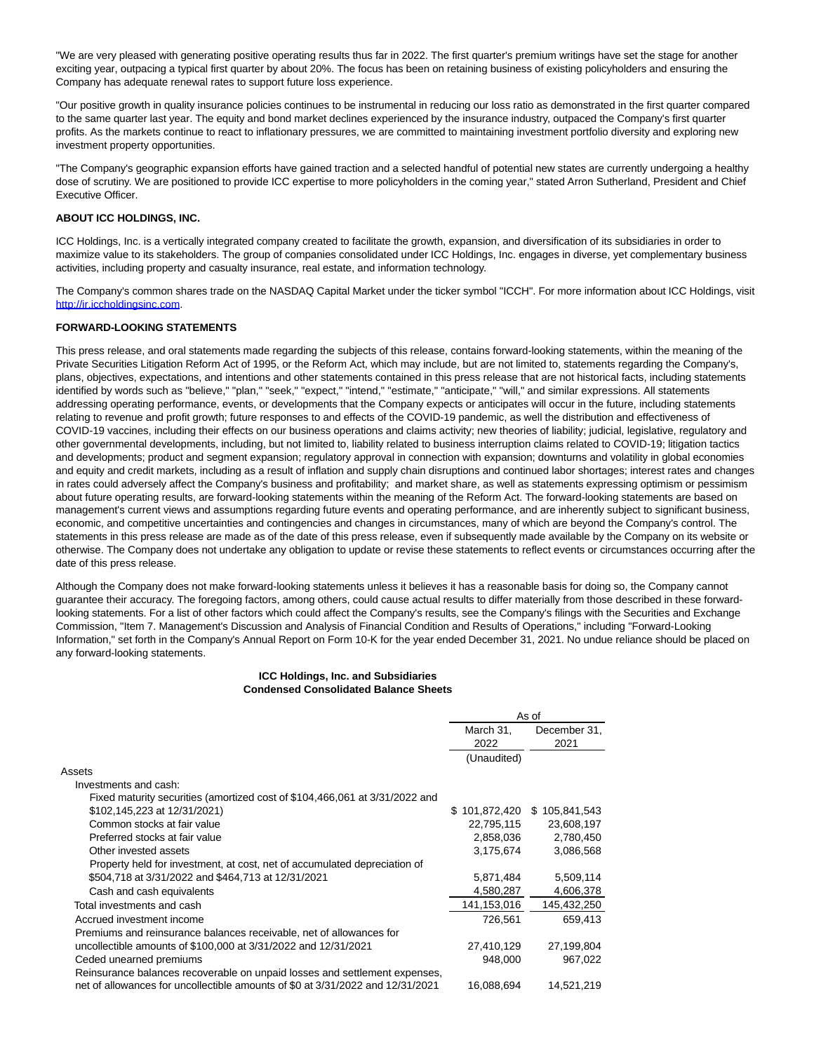"We are very pleased with generating positive operating results thus far in 2022. The first quarter's premium writings have set the stage for another exciting year, outpacing a typical first quarter by about 20%. The focus has been on retaining business of existing policyholders and ensuring the Company has adequate renewal rates to support future loss experience.

"Our positive growth in quality insurance policies continues to be instrumental in reducing our loss ratio as demonstrated in the first quarter compared to the same quarter last year. The equity and bond market declines experienced by the insurance industry, outpaced the Company's first quarter profits. As the markets continue to react to inflationary pressures, we are committed to maintaining investment portfolio diversity and exploring new investment property opportunities.

"The Company's geographic expansion efforts have gained traction and a selected handful of potential new states are currently undergoing a healthy dose of scrutiny. We are positioned to provide ICC expertise to more policyholders in the coming year," stated Arron Sutherland, President and Chief Executive Officer.

**ABOUT ICC HOLDINGS, INC.**

ICC Holdings, Inc. is a vertically integrated company created to facilitate the growth, expansion, and diversification of its subsidiaries in order to maximize value to its stakeholders. The group of companies consolidated under ICC Holdings, Inc. engages in diverse, yet complementary business activities, including property and casualty insurance, real estate, and information technology.

The Company's common shares trade on the NASDAQ Capital Market under the ticker symbol "ICCH". For more information about ICC Holdings, visit http://ir.iccholdingsinc.com.

**FORWARD-LOOKING STATEMENTS**

This press release, and oral statements made regarding the subjects of this release, contains forward-looking statements, within the meaning of the Private Securities Litigation Reform Act of 1995, or the Reform Act, which may include, but are not limited to, statements regarding the Company's, plans, objectives, expectations, and intentions and other statements contained in this press release that are not historical facts, including statements identified by words such as "believe," "plan," "seek," "expect," "intend," "estimate," "anticipate," "will," and similar expressions. All statements addressing operating performance, events, or developments that the Company expects or anticipates will occur in the future, including statements relating to revenue and profit growth; future responses to and effects of the COVID-19 pandemic, as well the distribution and effectiveness of COVID-19 vaccines, including their effects on our business operations and claims activity; new theories of liability; judicial, legislative, regulatory and other governmental developments, including, but not limited to, liability related to business interruption claims related to COVID-19; litigation tactics and developments; product and segment expansion; regulatory approval in connection with expansion; downturns and volatility in global economies and equity and credit markets, including as a result of inflation and supply chain disruptions and continued labor shortages; interest rates and changes in rates could adversely affect the Company's business and profitability; and market share, as well as statements expressing optimism or pessimism about future operating results, are forward-looking statements within the meaning of the Reform Act. The forward-looking statements are based on management's current views and assumptions regarding future events and operating performance, and are inherently subject to significant business, economic, and competitive uncertainties and contingencies and changes in circumstances, many of which are beyond the Company's control. The statements in this press release are made as of the date of this press release, even if subsequently made available by the Company on its website or otherwise. The Company does not undertake any obligation to update or revise these statements to reflect events or circumstances occurring after the date of this press release.

Although the Company does not make forward-looking statements unless it believes it has a reasonable basis for doing so, the Company cannot guarantee their accuracy. The foregoing factors, among others, could cause actual results to differ materially from those described in these forward-looking statements. For a list of other factors which could affect the Company's results, see the Company's filings with the Securities and Exchange Commission, "Item 7. Management's Discussion and Analysis of Financial Condition and Results of Operations," including "Forward-Looking Information," set forth in the Company's Annual Report on Form 10-K for the year ended December 31, 2021. No undue reliance should be placed on any forward-looking statements.

**ICC Holdings, Inc. and Subsidiaries**
**Condensed Consolidated Balance Sheets**

| | As of | |
|---|---|---|
| | March 31, 2022 | December 31, 2021 |
| | (Unaudited) | |
| Assets | | |
| Investments and cash: | | |
| Fixed maturity securities (amortized cost of $104,466,061 at 3/31/2022 and $102,145,223 at 12/31/2021) | $ 101,872,420 | $ 105,841,543 |
| Common stocks at fair value | 22,795,115 | 23,608,197 |
| Preferred stocks at fair value | 2,858,036 | 2,780,450 |
| Other invested assets | 3,175,674 | 3,086,568 |
| Property held for investment, at cost, net of accumulated depreciation of $504,718 at 3/31/2022 and $464,713 at 12/31/2021 | 5,871,484 | 5,509,114 |
| Cash and cash equivalents | 4,580,287 | 4,606,378 |
| Total investments and cash | 141,153,016 | 145,432,250 |
| Accrued investment income | 726,561 | 659,413 |
| Premiums and reinsurance balances receivable, net of allowances for uncollectible amounts of $100,000 at 3/31/2022 and 12/31/2021 | 27,410,129 | 27,199,804 |
| Ceded unearned premiums | 948,000 | 967,022 |
| Reinsurance balances recoverable on unpaid losses and settlement expenses, net of allowances for uncollectible amounts of $0 at 3/31/2022 and 12/31/2021 | 16,088,694 | 14,521,219 |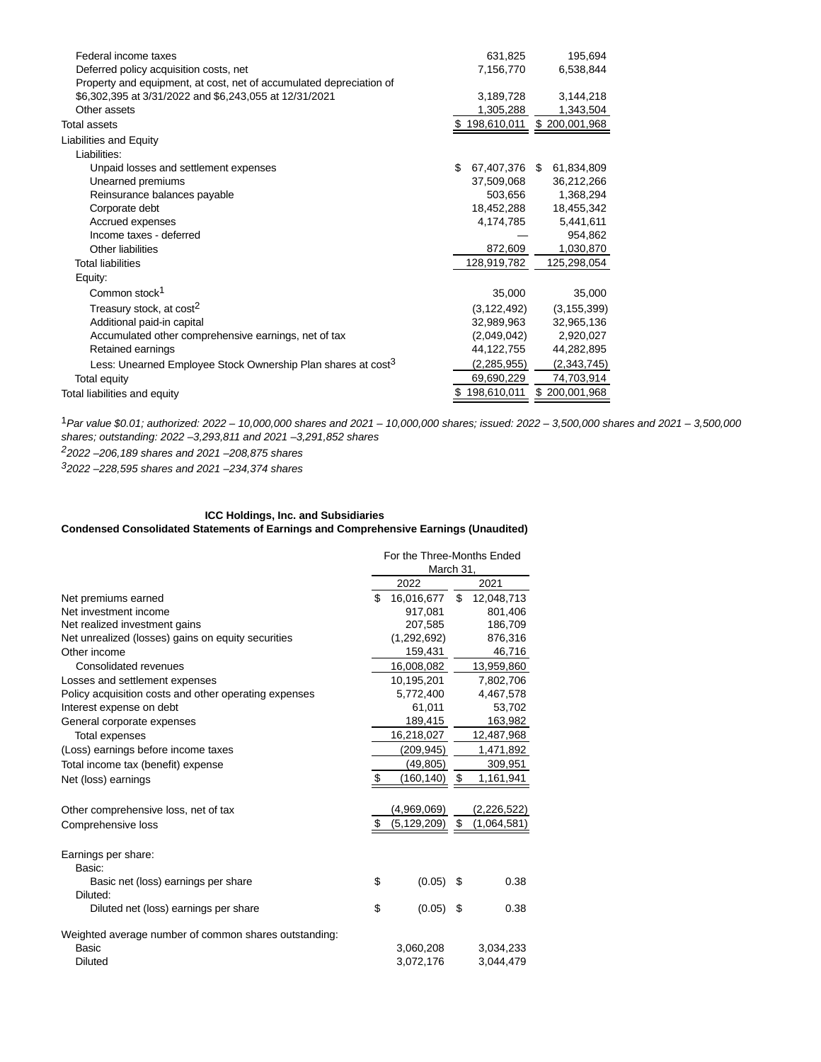| | 3/31/2022 | 12/31/2021 |
|---|---|---|
| Federal income taxes | 631,825 | 195,694 |
| Deferred policy acquisition costs, net | 7,156,770 | 6,538,844 |
| Property and equipment, at cost, net of accumulated depreciation of $6,302,395 at 3/31/2022 and $6,243,055 at 12/31/2021 | 3,189,728 | 3,144,218 |
| Other assets | 1,305,288 | 1,343,504 |
| Total assets | $ 198,610,011 | $ 200,001,968 |
| Liabilities and Equity | | |
| Liabilities: | | |
| Unpaid losses and settlement expenses | $ 67,407,376 | $ 61,834,809 |
| Unearned premiums | 37,509,068 | 36,212,266 |
| Reinsurance balances payable | 503,656 | 1,368,294 |
| Corporate debt | 18,452,288 | 18,455,342 |
| Accrued expenses | 4,174,785 | 5,441,611 |
| Income taxes - deferred | — | 954,862 |
| Other liabilities | 872,609 | 1,030,870 |
| Total liabilities | 128,919,782 | 125,298,054 |
| Equity: | | |
| Common stock[1] | 35,000 | 35,000 |
| Treasury stock, at cost[2] | (3,122,492) | (3,155,399) |
| Additional paid-in capital | 32,989,963 | 32,965,136 |
| Accumulated other comprehensive earnings, net of tax | (2,049,042) | 2,920,027 |
| Retained earnings | 44,122,755 | 44,282,895 |
| Less: Unearned Employee Stock Ownership Plan shares at cost[3] | (2,285,955) | (2,343,745) |
| Total equity | 69,690,229 | 74,703,914 |
| Total liabilities and equity | $ 198,610,011 | $ 200,001,968 |

[1]*Par value $0.01; authorized: 2022 – 10,000,000 shares and 2021 – 10,000,000 shares; issued: 2022 – 3,500,000 shares and 2021 – 3,500,000 shares; outstanding: 2022 –3,293,811 and 2021 –3,291,852 shares*

[2]*2022 –206,189 shares and 2021 –208,875 shares*

[3]*2022 –228,595 shares and 2021 –234,374 shares*

**ICC Holdings, Inc. and Subsidiaries**
**Condensed Consolidated Statements of Earnings and Comprehensive Earnings (Unaudited)**

| | For the Three-Months Ended March 31, | |
|---|---|---|
| | 2022 | 2021 |
| Net premiums earned | $ 16,016,677 | $ 12,048,713 |
| Net investment income | 917,081 | 801,406 |
| Net realized investment gains | 207,585 | 186,709 |
| Net unrealized (losses) gains on equity securities | (1,292,692) | 876,316 |
| Other income | 159,431 | 46,716 |
| Consolidated revenues | 16,008,082 | 13,959,860 |
| Losses and settlement expenses | 10,195,201 | 7,802,706 |
| Policy acquisition costs and other operating expenses | 5,772,400 | 4,467,578 |
| Interest expense on debt | 61,011 | 53,702 |
| General corporate expenses | 189,415 | 163,982 |
| Total expenses | 16,218,027 | 12,487,968 |
| (Loss) earnings before income taxes | (209,945) | 1,471,892 |
| Total income tax (benefit) expense | (49,805) | 309,951 |
| Net (loss) earnings | $ (160,140) | $ 1,161,941 |
| | | |
| Other comprehensive loss, net of tax | (4,969,069) | (2,226,522) |
| Comprehensive loss | $ (5,129,209) | $ (1,064,581) |
| | | |
| Earnings per share: | | |
| Basic: | | |
| Basic net (loss) earnings per share | $ (0.05) | $ 0.38 |
| Diluted: | | |
| Diluted net (loss) earnings per share | $ (0.05) | $ 0.38 |
| | | |
| Weighted average number of common shares outstanding: | | |
| Basic | 3,060,208 | 3,034,233 |
| Diluted | 3,072,176 | 3,044,479 |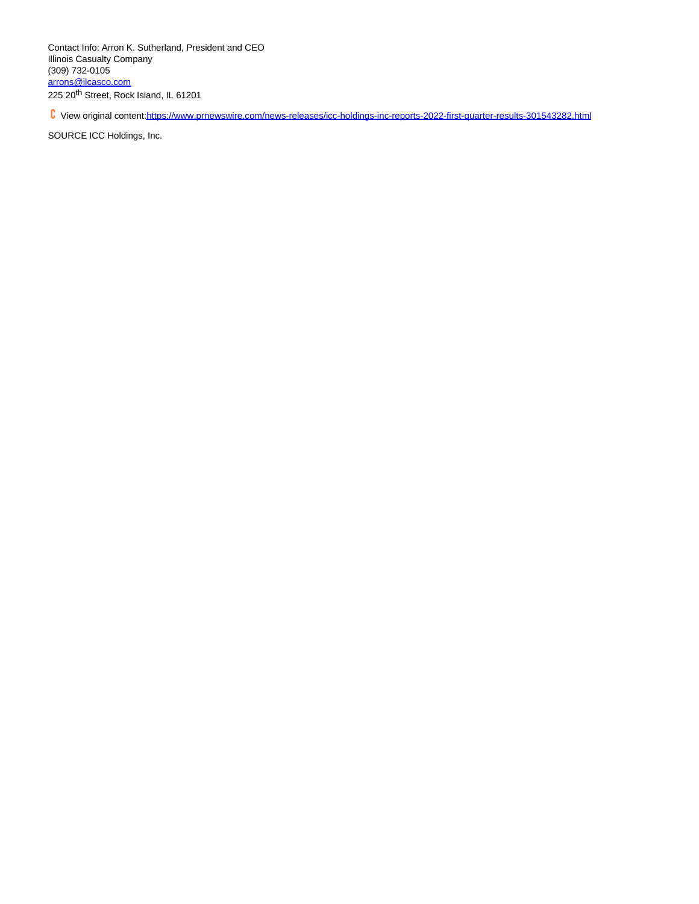Contact Info: Arron K. Sutherland, President and CEO
Illinois Casualty Company
(309) 732-0105
arrons@ilcasco.com
225 20th Street, Rock Island, IL 61201

View original content:https://www.prnewswire.com/news-releases/icc-holdings-inc-reports-2022-first-quarter-results-301543282.html

SOURCE ICC Holdings, Inc.